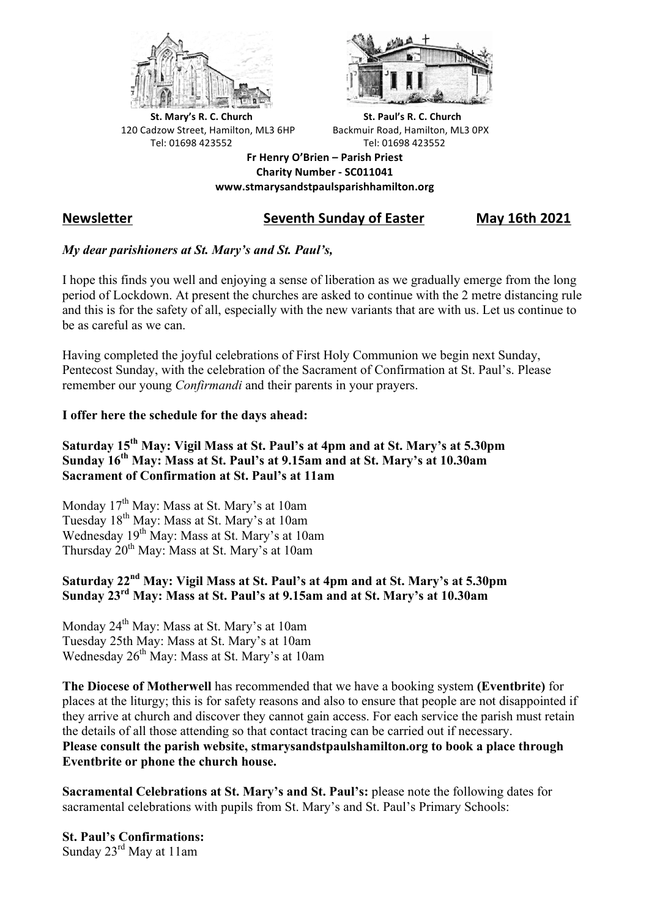**St. Mary's R. C. Church**
120 Cadzow Street, Hamilton, ML3 6HP
Tel: 01698 423552

**St. Paul's R. C. Church**
Backmuir Road, Hamilton, ML3 0PX
Tel: 01698 423552

**Fr Henry O'Brien – Parish Priest**
**Charity Number - SC011041**
**www.stmarysandstpaulsparishhamilton.org**

## Newsletter — Seventh Sunday of Easter — May 16th 2021

***My dear parishioners at St. Mary's and St. Paul's,***

I hope this finds you well and enjoying a sense of liberation as we gradually emerge from the long period of Lockdown. At present the churches are asked to continue with the 2 metre distancing rule and this is for the safety of all, especially with the new variants that are with us. Let us continue to be as careful as we can.

Having completed the joyful celebrations of First Holy Communion we begin next Sunday, Pentecost Sunday, with the celebration of the Sacrament of Confirmation at St. Paul's. Please remember our young *Confirmandi* and their parents in your prayers.

**I offer here the schedule for the days ahead:**

**Saturday 15th May: Vigil Mass at St. Paul's at 4pm and at St. Mary's at 5.30pm**
**Sunday 16th May: Mass at St. Paul's at 9.15am and at St. Mary's at 10.30am**
**Sacrament of Confirmation at St. Paul's at 11am**

Monday 17th May: Mass at St. Mary's at 10am
Tuesday 18th May: Mass at St. Mary's at 10am
Wednesday 19th May: Mass at St. Mary's at 10am
Thursday 20th May: Mass at St. Mary's at 10am

**Saturday 22nd May: Vigil Mass at St. Paul's at 4pm and at St. Mary's at 5.30pm**
**Sunday 23rd May: Mass at St. Paul's at 9.15am and at St. Mary's at 10.30am**

Monday 24th May: Mass at St. Mary's at 10am
Tuesday 25th May: Mass at St. Mary's at 10am
Wednesday 26th May: Mass at St. Mary's at 10am

**The Diocese of Motherwell** has recommended that we have a booking system **(Eventbrite)** for places at the liturgy; this is for safety reasons and also to ensure that people are not disappointed if they arrive at church and discover they cannot gain access. For each service the parish must retain the details of all those attending so that contact tracing can be carried out if necessary.
**Please consult the parish website, stmarysandstpaulshamilton.org to book a place through Eventbrite or phone the church house.**

**Sacramental Celebrations at St. Mary's and St. Paul's:** please note the following dates for sacramental celebrations with pupils from St. Mary's and St. Paul's Primary Schools:

**St. Paul's Confirmations:**
Sunday 23rd May at 11am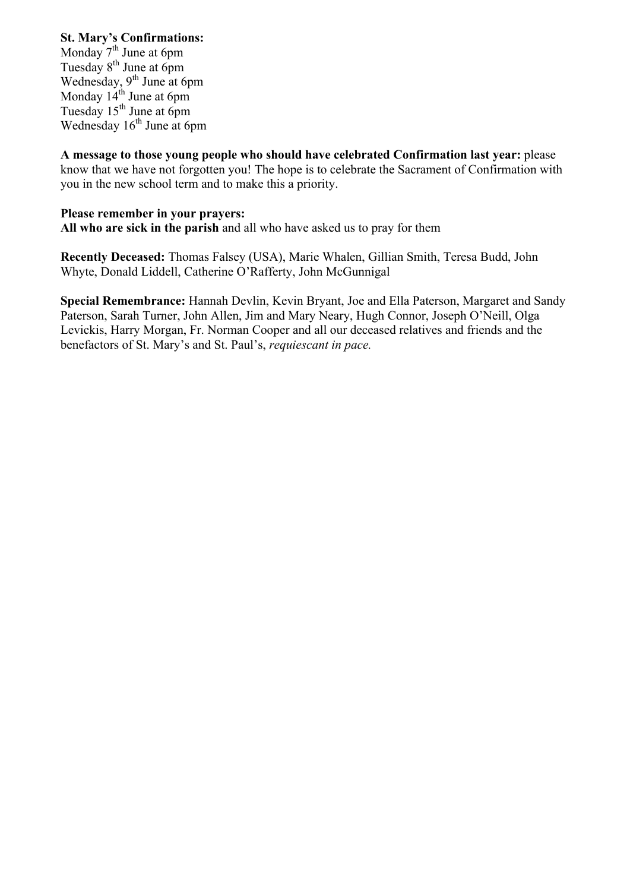**St. Mary's Confirmations:**
Monday 7th June at 6pm
Tuesday 8th June at 6pm
Wednesday, 9th June at 6pm
Monday 14th June at 6pm
Tuesday 15th June at 6pm
Wednesday 16th June at 6pm

**A message to those young people who should have celebrated Confirmation last year:** please know that we have not forgotten you! The hope is to celebrate the Sacrament of Confirmation with you in the new school term and to make this a priority.

**Please remember in your prayers:**
**All who are sick in the parish** and all who have asked us to pray for them

**Recently Deceased:** Thomas Falsey (USA), Marie Whalen, Gillian Smith, Teresa Budd, John Whyte, Donald Liddell, Catherine O'Rafferty, John McGunnigal

**Special Remembrance:** Hannah Devlin, Kevin Bryant, Joe and Ella Paterson, Margaret and Sandy Paterson, Sarah Turner, John Allen, Jim and Mary Neary, Hugh Connor, Joseph O'Neill, Olga Levickis, Harry Morgan, Fr. Norman Cooper and all our deceased relatives and friends and the benefactors of St. Mary's and St. Paul's, *requiescant in pace.*